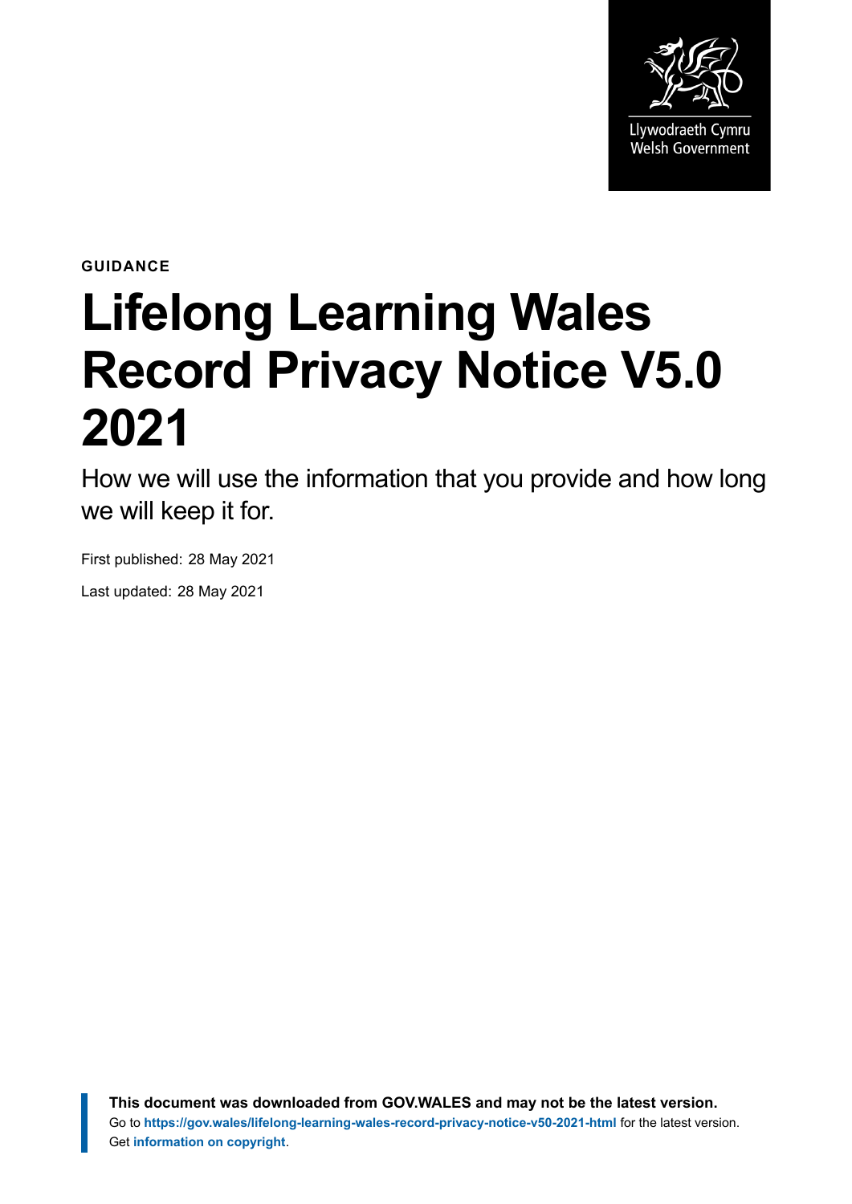Llywodraeth Cymru
Welsh Government

**GUIDANCE**

# Lifelong Learning Wales Record Privacy Notice V5.0 2021

How we will use the information that you provide and how long we will keep it for.

First published: 28 May 2021

Last updated: 28 May 2021

**This document was downloaded from GOV.WALES and may not be the latest version.**
Go to **https://gov.wales/lifelong-learning-wales-record-privacy-notice-v50-2021-html** for the latest version.
Get **information on copyright**.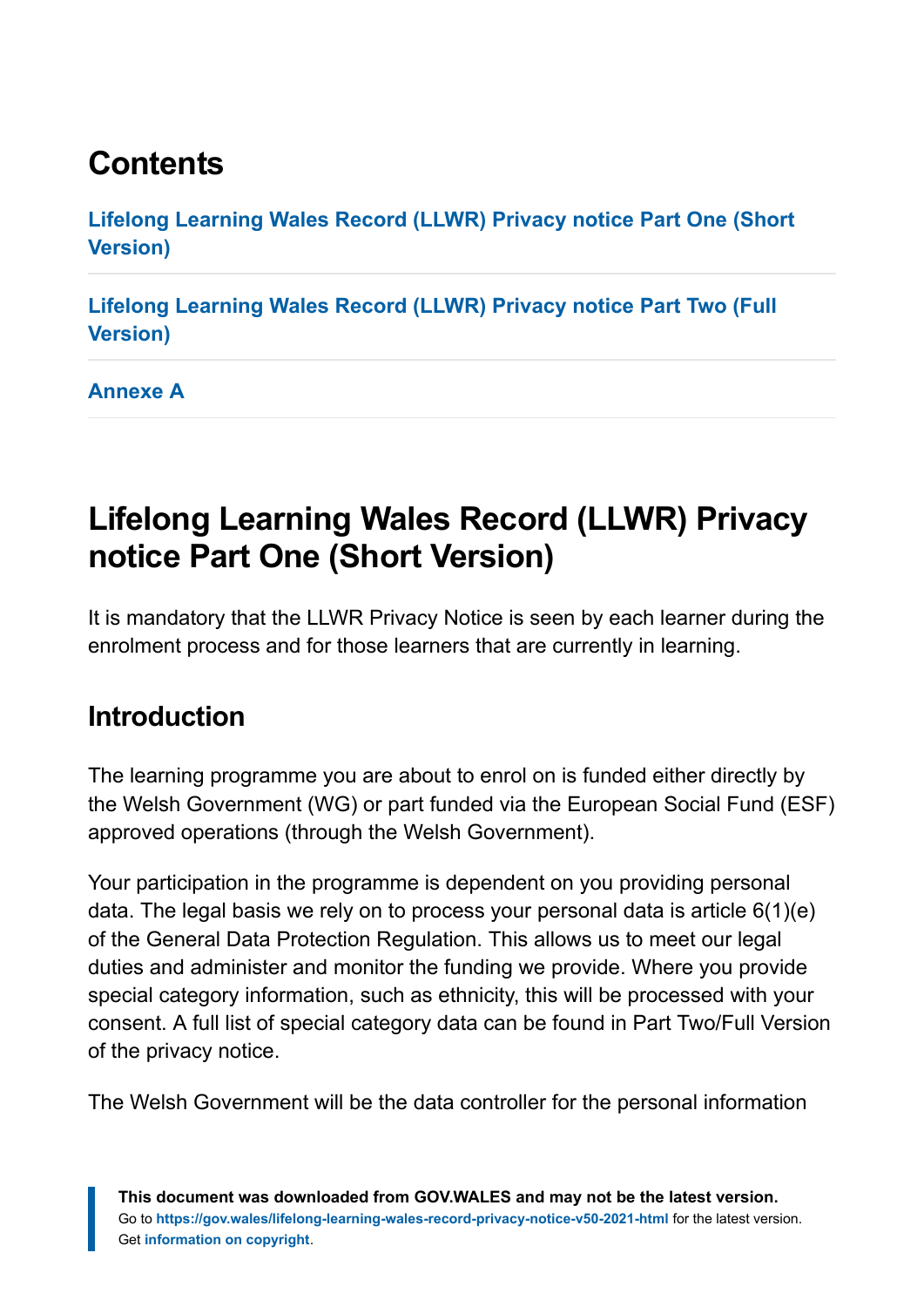## Contents

Lifelong Learning Wales Record (LLWR) Privacy notice Part One (Short Version)

Lifelong Learning Wales Record (LLWR) Privacy notice Part Two (Full Version)

Annexe A

# Lifelong Learning Wales Record (LLWR) Privacy notice Part One (Short Version)

It is mandatory that the LLWR Privacy Notice is seen by each learner during the enrolment process and for those learners that are currently in learning.

## Introduction

The learning programme you are about to enrol on is funded either directly by the Welsh Government (WG) or part funded via the European Social Fund (ESF) approved operations (through the Welsh Government).

Your participation in the programme is dependent on you providing personal data. The legal basis we rely on to process your personal data is article 6(1)(e) of the General Data Protection Regulation. This allows us to meet our legal duties and administer and monitor the funding we provide. Where you provide special category information, such as ethnicity, this will be processed with your consent. A full list of special category data can be found in Part Two/Full Version of the privacy notice.

The Welsh Government will be the data controller for the personal information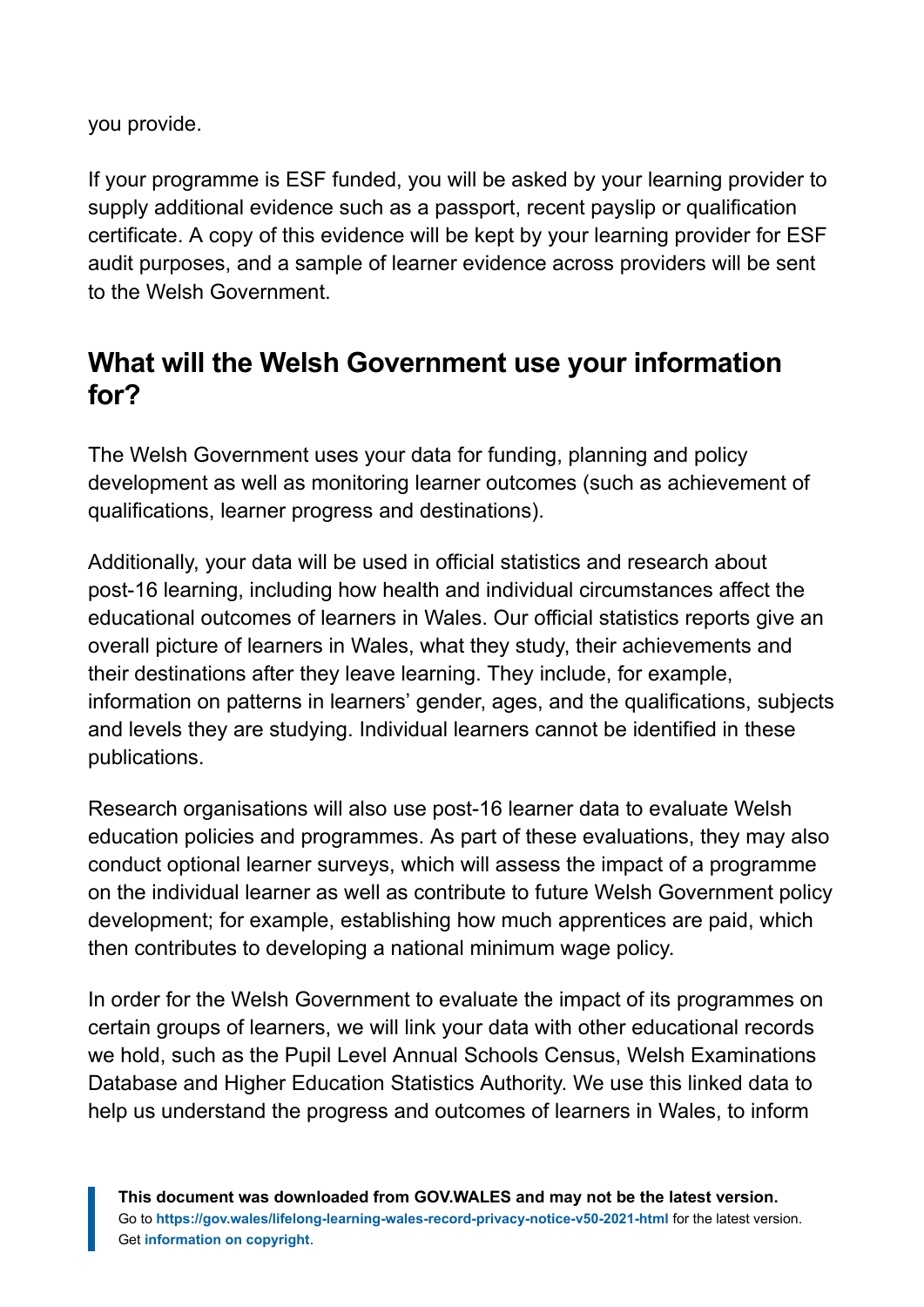you provide.

If your programme is ESF funded, you will be asked by your learning provider to supply additional evidence such as a passport, recent payslip or qualification certificate. A copy of this evidence will be kept by your learning provider for ESF audit purposes, and a sample of learner evidence across providers will be sent to the Welsh Government.

## What will the Welsh Government use your information for?

The Welsh Government uses your data for funding, planning and policy development as well as monitoring learner outcomes (such as achievement of qualifications, learner progress and destinations).

Additionally, your data will be used in official statistics and research about post-16 learning, including how health and individual circumstances affect the educational outcomes of learners in Wales. Our official statistics reports give an overall picture of learners in Wales, what they study, their achievements and their destinations after they leave learning. They include, for example, information on patterns in learners' gender, ages, and the qualifications, subjects and levels they are studying. Individual learners cannot be identified in these publications.

Research organisations will also use post-16 learner data to evaluate Welsh education policies and programmes. As part of these evaluations, they may also conduct optional learner surveys, which will assess the impact of a programme on the individual learner as well as contribute to future Welsh Government policy development; for example, establishing how much apprentices are paid, which then contributes to developing a national minimum wage policy.

In order for the Welsh Government to evaluate the impact of its programmes on certain groups of learners, we will link your data with other educational records we hold, such as the Pupil Level Annual Schools Census, Welsh Examinations Database and Higher Education Statistics Authority. We use this linked data to help us understand the progress and outcomes of learners in Wales, to inform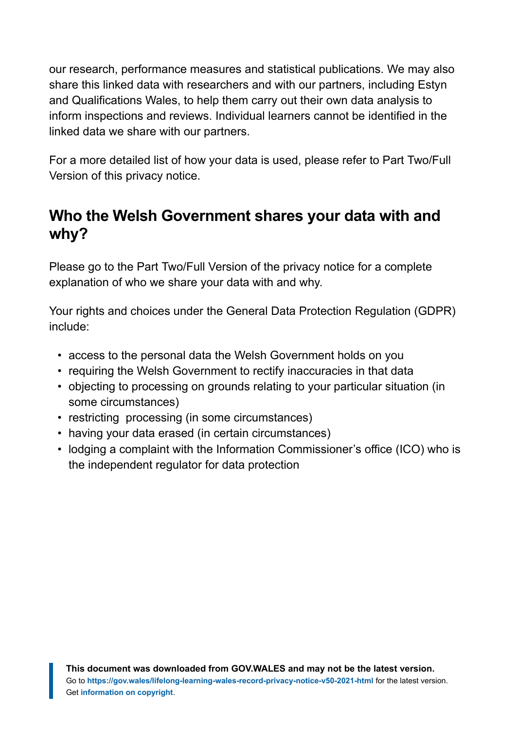our research, performance measures and statistical publications. We may also share this linked data with researchers and with our partners, including Estyn and Qualifications Wales, to help them carry out their own data analysis to inform inspections and reviews. Individual learners cannot be identified in the linked data we share with our partners.

For a more detailed list of how your data is used, please refer to Part Two/Full Version of this privacy notice.

## Who the Welsh Government shares your data with and why?

Please go to the Part Two/Full Version of the privacy notice for a complete explanation of who we share your data with and why.

Your rights and choices under the General Data Protection Regulation (GDPR) include:

- access to the personal data the Welsh Government holds on you
- requiring the Welsh Government to rectify inaccuracies in that data
- objecting to processing on grounds relating to your particular situation (in some circumstances)
- restricting processing (in some circumstances)
- having your data erased (in certain circumstances)
- lodging a complaint with the Information Commissioner's office (ICO) who is the independent regulator for data protection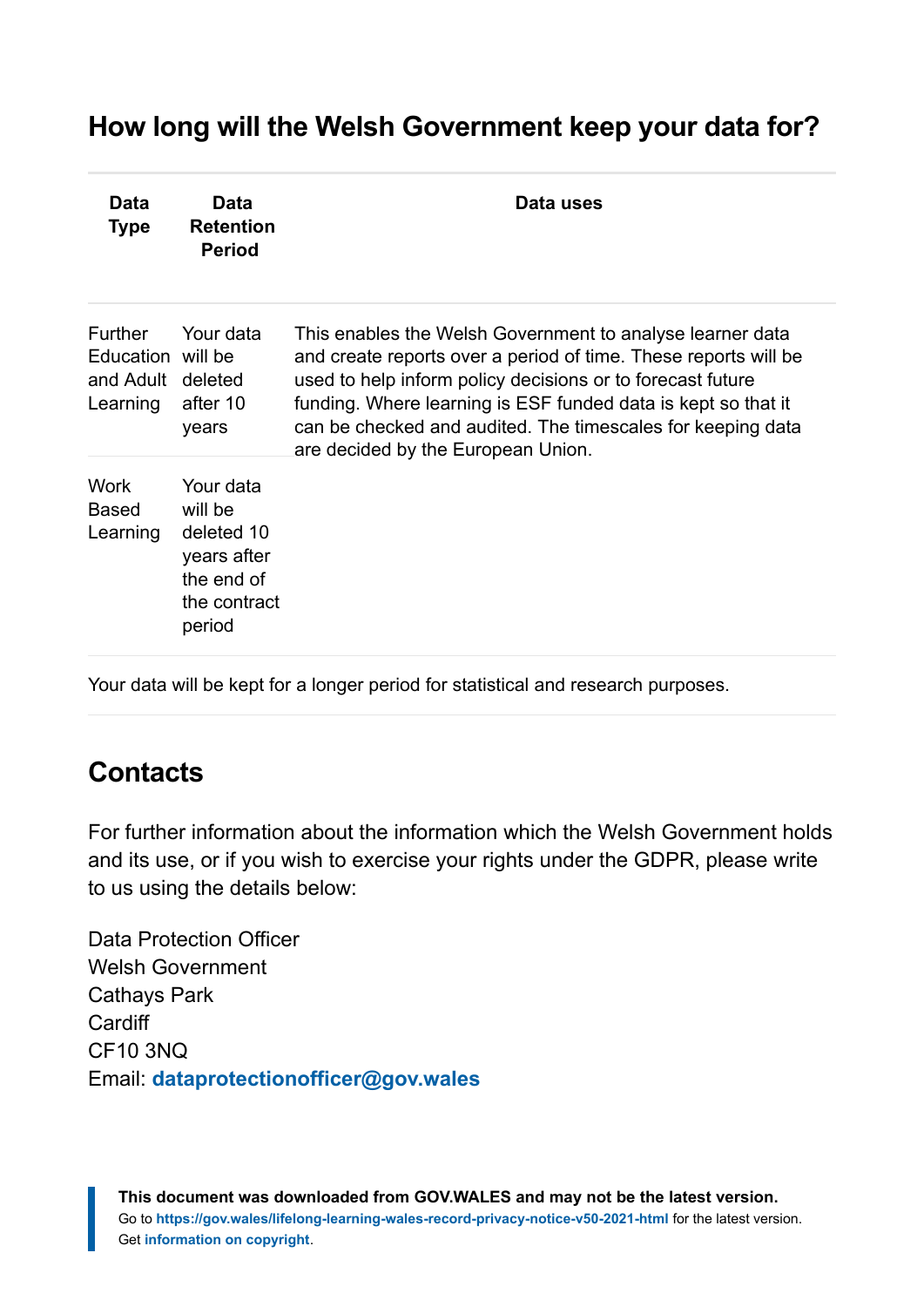## How long will the Welsh Government keep your data for?

| Data Type | Data Retention Period | Data uses |
|---|---|---|
| Further Education and Adult Learning | Your data will be deleted after 10 years | This enables the Welsh Government to analyse learner data and create reports over a period of time. These reports will be used to help inform policy decisions or to forecast future funding. Where learning is ESF funded data is kept so that it can be checked and audited. The timescales for keeping data are decided by the European Union. |
| Work Based Learning | Your data will be deleted 10 years after the end of the contract period | |

Your data will be kept for a longer period for statistical and research purposes.

## Contacts

For further information about the information which the Welsh Government holds and its use, or if you wish to exercise your rights under the GDPR, please write to us using the details below:

Data Protection Officer
Welsh Government
Cathays Park
Cardiff
CF10 3NQ
Email: **dataprotectionofficer@gov.wales**

**This document was downloaded from GOV.WALES and may not be the latest version.**
Go to **https://gov.wales/lifelong-learning-wales-record-privacy-notice-v50-2021-html** for the latest version.
Get **information on copyright**.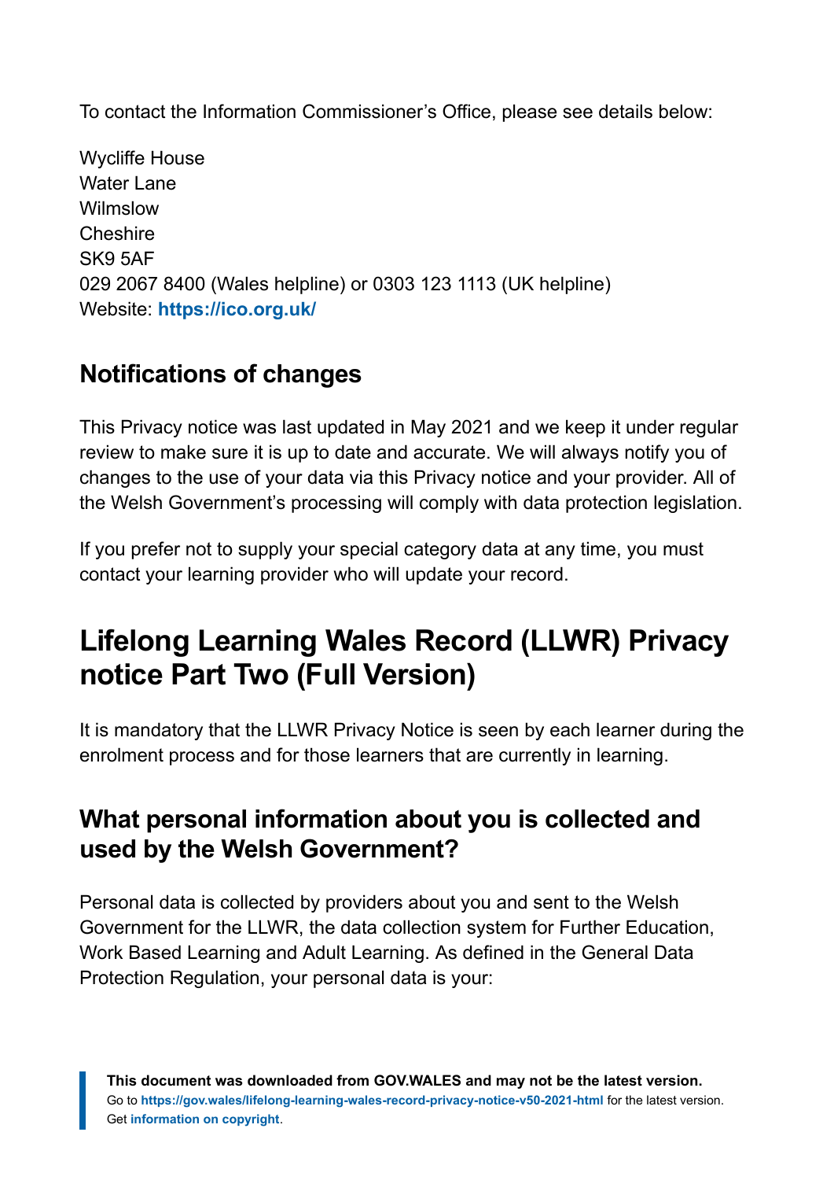To contact the Information Commissioner's Office, please see details below:

Wycliffe House
Water Lane
Wilmslow
Cheshire
SK9 5AF
029 2067 8400 (Wales helpline) or 0303 123 1113 (UK helpline)
Website: **https://ico.org.uk/**

## Notifications of changes

This Privacy notice was last updated in May 2021 and we keep it under regular review to make sure it is up to date and accurate. We will always notify you of changes to the use of your data via this Privacy notice and your provider. All of the Welsh Government's processing will comply with data protection legislation.

If you prefer not to supply your special category data at any time, you must contact your learning provider who will update your record.

# Lifelong Learning Wales Record (LLWR) Privacy notice Part Two (Full Version)

It is mandatory that the LLWR Privacy Notice is seen by each learner during the enrolment process and for those learners that are currently in learning.

## What personal information about you is collected and used by the Welsh Government?

Personal data is collected by providers about you and sent to the Welsh Government for the LLWR, the data collection system for Further Education, Work Based Learning and Adult Learning. As defined in the General Data Protection Regulation, your personal data is your: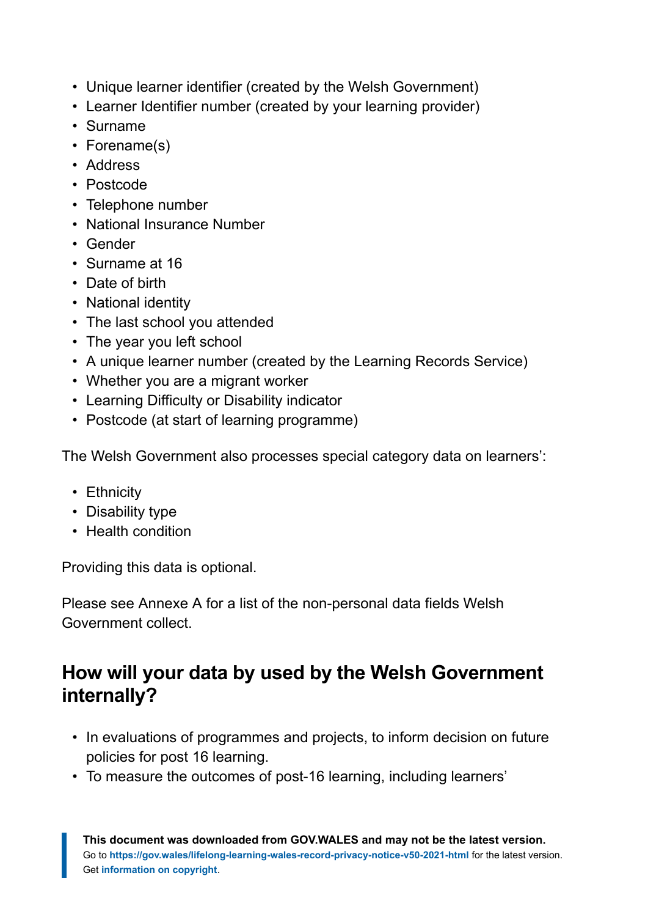- Unique learner identifier (created by the Welsh Government)
- Learner Identifier number (created by your learning provider)
- Surname
- Forename(s)
- Address
- Postcode
- Telephone number
- National Insurance Number
- Gender
- Surname at 16
- Date of birth
- National identity
- The last school you attended
- The year you left school
- A unique learner number (created by the Learning Records Service)
- Whether you are a migrant worker
- Learning Difficulty or Disability indicator
- Postcode (at start of learning programme)

The Welsh Government also processes special category data on learners':

- Ethnicity
- Disability type
- Health condition

Providing this data is optional.

Please see Annexe A for a list of the non-personal data fields Welsh Government collect.

## How will your data by used by the Welsh Government internally?

- In evaluations of programmes and projects, to inform decision on future policies for post 16 learning.
- To measure the outcomes of post-16 learning, including learners'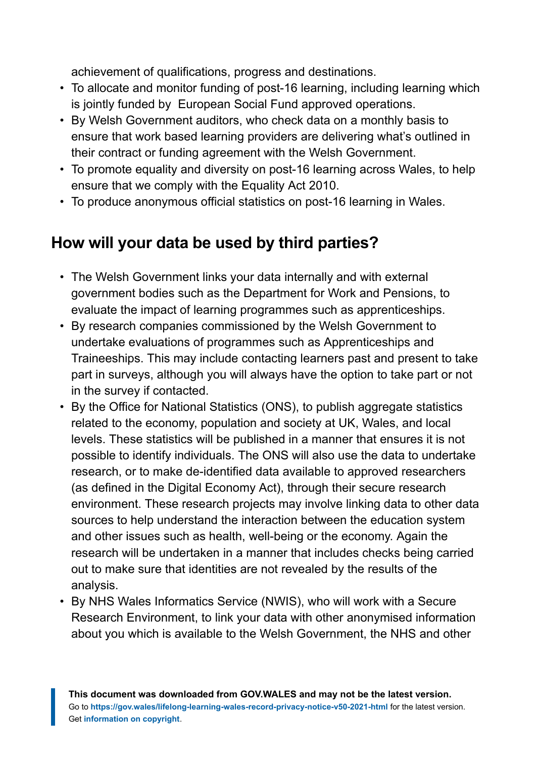achievement of qualifications, progress and destinations.

- To allocate and monitor funding of post-16 learning, including learning which is jointly funded by European Social Fund approved operations.
- By Welsh Government auditors, who check data on a monthly basis to ensure that work based learning providers are delivering what's outlined in their contract or funding agreement with the Welsh Government.
- To promote equality and diversity on post-16 learning across Wales, to help ensure that we comply with the Equality Act 2010.
- To produce anonymous official statistics on post-16 learning in Wales.

## How will your data be used by third parties?

- The Welsh Government links your data internally and with external government bodies such as the Department for Work and Pensions, to evaluate the impact of learning programmes such as apprenticeships.
- By research companies commissioned by the Welsh Government to undertake evaluations of programmes such as Apprenticeships and Traineeships. This may include contacting learners past and present to take part in surveys, although you will always have the option to take part or not in the survey if contacted.
- By the Office for National Statistics (ONS), to publish aggregate statistics related to the economy, population and society at UK, Wales, and local levels. These statistics will be published in a manner that ensures it is not possible to identify individuals. The ONS will also use the data to undertake research, or to make de-identified data available to approved researchers (as defined in the Digital Economy Act), through their secure research environment. These research projects may involve linking data to other data sources to help understand the interaction between the education system and other issues such as health, well-being or the economy. Again the research will be undertaken in a manner that includes checks being carried out to make sure that identities are not revealed by the results of the analysis.
- By NHS Wales Informatics Service (NWIS), who will work with a Secure Research Environment, to link your data with other anonymised information about you which is available to the Welsh Government, the NHS and other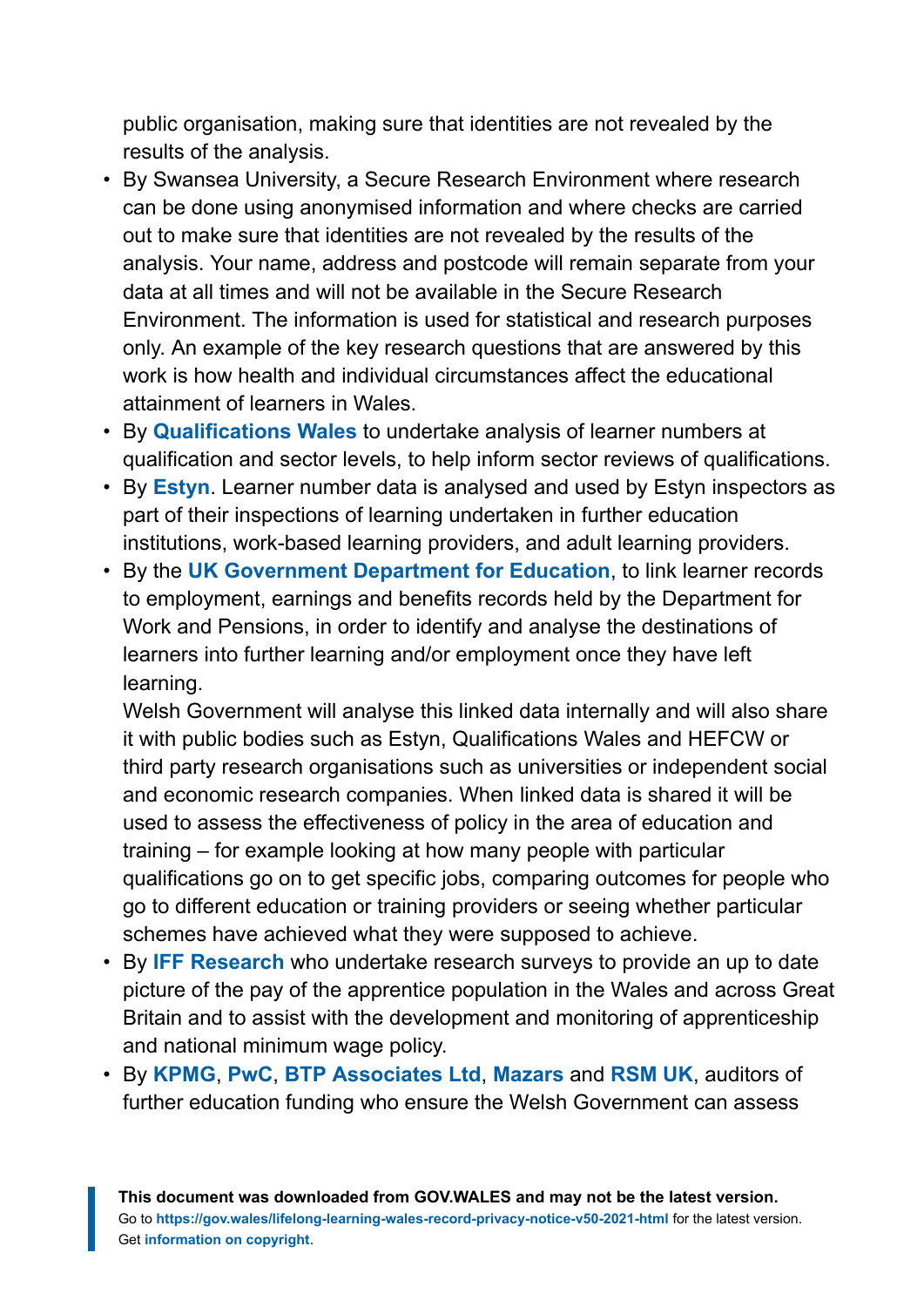public organisation, making sure that identities are not revealed by the results of the analysis.

- By Swansea University, a Secure Research Environment where research can be done using anonymised information and where checks are carried out to make sure that identities are not revealed by the results of the analysis. Your name, address and postcode will remain separate from your data at all times and will not be available in the Secure Research Environment. The information is used for statistical and research purposes only. An example of the key research questions that are answered by this work is how health and individual circumstances affect the educational attainment of learners in Wales.
- By **Qualifications Wales** to undertake analysis of learner numbers at qualification and sector levels, to help inform sector reviews of qualifications.
- By **Estyn**. Learner number data is analysed and used by Estyn inspectors as part of their inspections of learning undertaken in further education institutions, work-based learning providers, and adult learning providers.
- By the **UK Government Department for Education**, to link learner records to employment, earnings and benefits records held by the Department for Work and Pensions, in order to identify and analyse the destinations of learners into further learning and/or employment once they have left learning.

  Welsh Government will analyse this linked data internally and will also share it with public bodies such as Estyn, Qualifications Wales and HEFCW or third party research organisations such as universities or independent social and economic research companies. When linked data is shared it will be used to assess the effectiveness of policy in the area of education and training – for example looking at how many people with particular qualifications go on to get specific jobs, comparing outcomes for people who go to different education or training providers or seeing whether particular schemes have achieved what they were supposed to achieve.
- By **IFF Research** who undertake research surveys to provide an up to date picture of the pay of the apprentice population in the Wales and across Great Britain and to assist with the development and monitoring of apprenticeship and national minimum wage policy.
- By **KPMG**, **PwC**, **BTP Associates Ltd**, **Mazars** and **RSM UK**, auditors of further education funding who ensure the Welsh Government can assess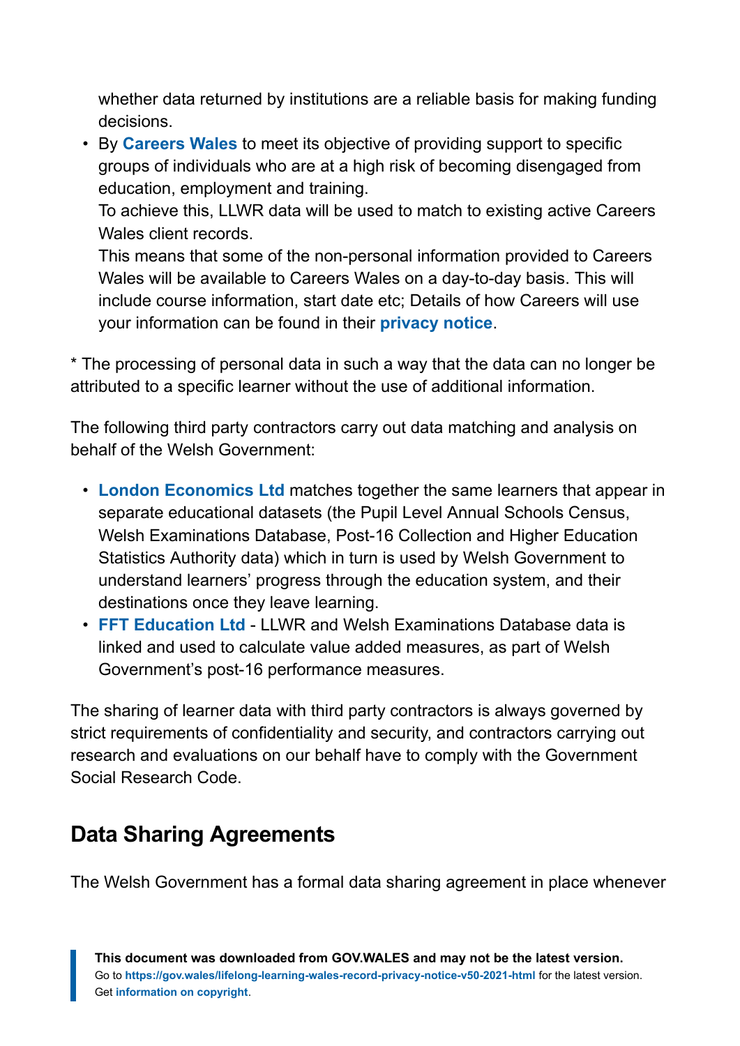whether data returned by institutions are a reliable basis for making funding decisions.

- By **Careers Wales** to meet its objective of providing support to specific groups of individuals who are at a high risk of becoming disengaged from education, employment and training.
  To achieve this, LLWR data will be used to match to existing active Careers Wales client records.
  This means that some of the non-personal information provided to Careers Wales will be available to Careers Wales on a day-to-day basis. This will include course information, start date etc; Details of how Careers will use your information can be found in their **privacy notice**.

* The processing of personal data in such a way that the data can no longer be attributed to a specific learner without the use of additional information.

The following third party contractors carry out data matching and analysis on behalf of the Welsh Government:

- **London Economics Ltd** matches together the same learners that appear in separate educational datasets (the Pupil Level Annual Schools Census, Welsh Examinations Database, Post-16 Collection and Higher Education Statistics Authority data) which in turn is used by Welsh Government to understand learners' progress through the education system, and their destinations once they leave learning.
- **FFT Education Ltd** - LLWR and Welsh Examinations Database data is linked and used to calculate value added measures, as part of Welsh Government's post-16 performance measures.

The sharing of learner data with third party contractors is always governed by strict requirements of confidentiality and security, and contractors carrying out research and evaluations on our behalf have to comply with the Government Social Research Code.

## Data Sharing Agreements

The Welsh Government has a formal data sharing agreement in place whenever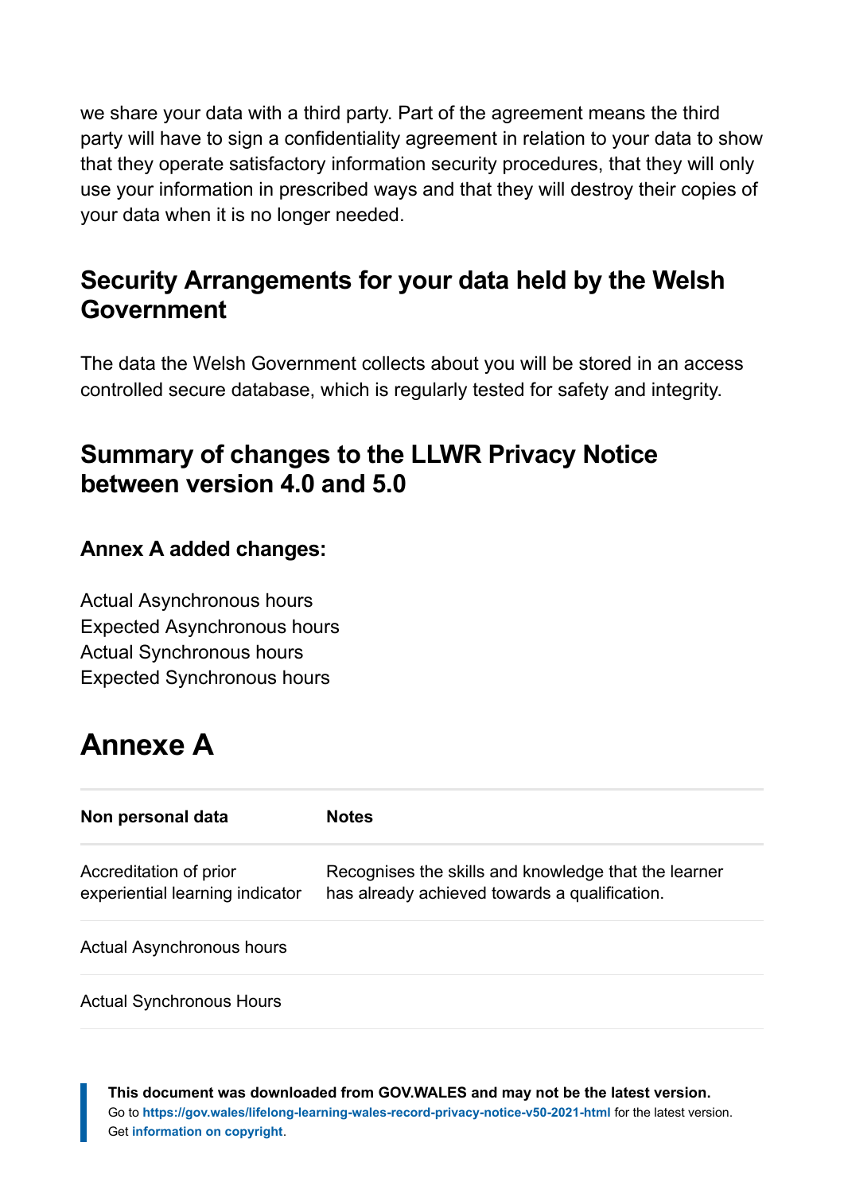we share your data with a third party. Part of the agreement means the third party will have to sign a confidentiality agreement in relation to your data to show that they operate satisfactory information security procedures, that they will only use your information in prescribed ways and that they will destroy their copies of your data when it is no longer needed.

## Security Arrangements for your data held by the Welsh Government

The data the Welsh Government collects about you will be stored in an access controlled secure database, which is regularly tested for safety and integrity.

## Summary of changes to the LLWR Privacy Notice between version 4.0 and 5.0

### Annex A added changes:

Actual Asynchronous hours
Expected Asynchronous hours
Actual Synchronous hours
Expected Synchronous hours

# Annexe A

| Non personal data | Notes |
|---|---|
| Accreditation of prior experiential learning indicator | Recognises the skills and knowledge that the learner has already achieved towards a qualification. |
| Actual Asynchronous hours | |
| Actual Synchronous Hours | |

**This document was downloaded from GOV.WALES and may not be the latest version.**
Go to **https://gov.wales/lifelong-learning-wales-record-privacy-notice-v50-2021-html** for the latest version.
Get **information on copyright**.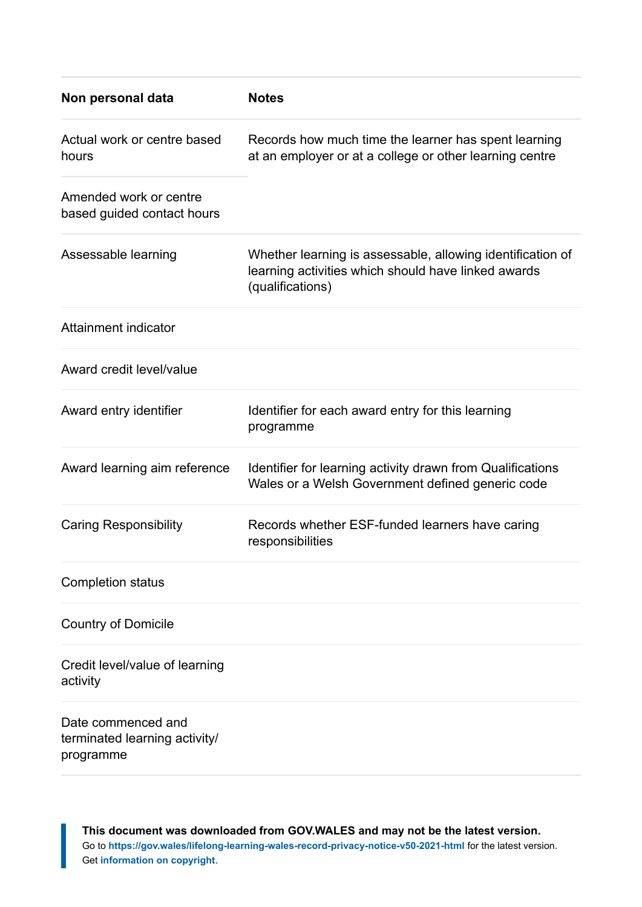| Non personal data | Notes |
| --- | --- |
| Actual work or centre based hours | Records how much time the learner has spent learning at an employer or at a college or other learning centre |
| Amended work or centre based guided contact hours | |
| Assessable learning | Whether learning is assessable, allowing identification of learning activities which should have linked awards (qualifications) |
| Attainment indicator | |
| Award credit level/value | |
| Award entry identifier | Identifier for each award entry for this learning programme |
| Award learning aim reference | Identifier for learning activity drawn from Qualifications Wales or a Welsh Government defined generic code |
| Caring Responsibility | Records whether ESF-funded learners have caring responsibilities |
| Completion status | |
| Country of Domicile | |
| Credit level/value of learning activity | |
| Date commenced and terminated learning activity/ programme | |

**This document was downloaded from GOV.WALES and may not be the latest version.**
Go to **https://gov.wales/lifelong-learning-wales-record-privacy-notice-v50-2021-html** for the latest version.
Get **information on copyright**.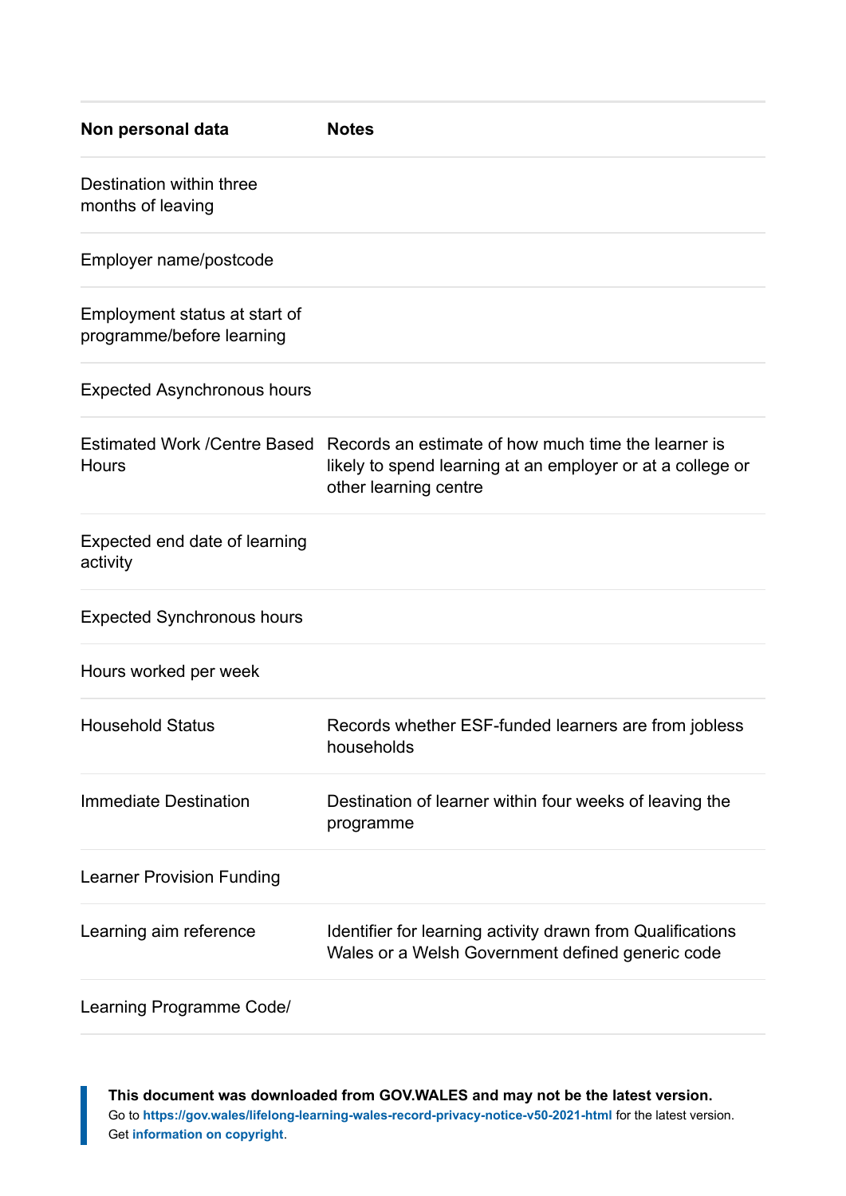| Non personal data | Notes |
|---|---|
| Destination within three months of leaving | |
| Employer name/postcode | |
| Employment status at start of programme/before learning | |
| Expected Asynchronous hours | |
| Estimated Work /Centre Based Hours | Records an estimate of how much time the learner is likely to spend learning at an employer or at a college or other learning centre |
| Expected end date of learning activity | |
| Expected Synchronous hours | |
| Hours worked per week | |
| Household Status | Records whether ESF-funded learners are from jobless households |
| Immediate Destination | Destination of learner within four weeks of leaving the programme |
| Learner Provision Funding | |
| Learning aim reference | Identifier for learning activity drawn from Qualifications Wales or a Welsh Government defined generic code |
| Learning Programme Code/ | |

**This document was downloaded from GOV.WALES and may not be the latest version.**
Go to **https://gov.wales/lifelong-learning-wales-record-privacy-notice-v50-2021-html** for the latest version.
Get **information on copyright**.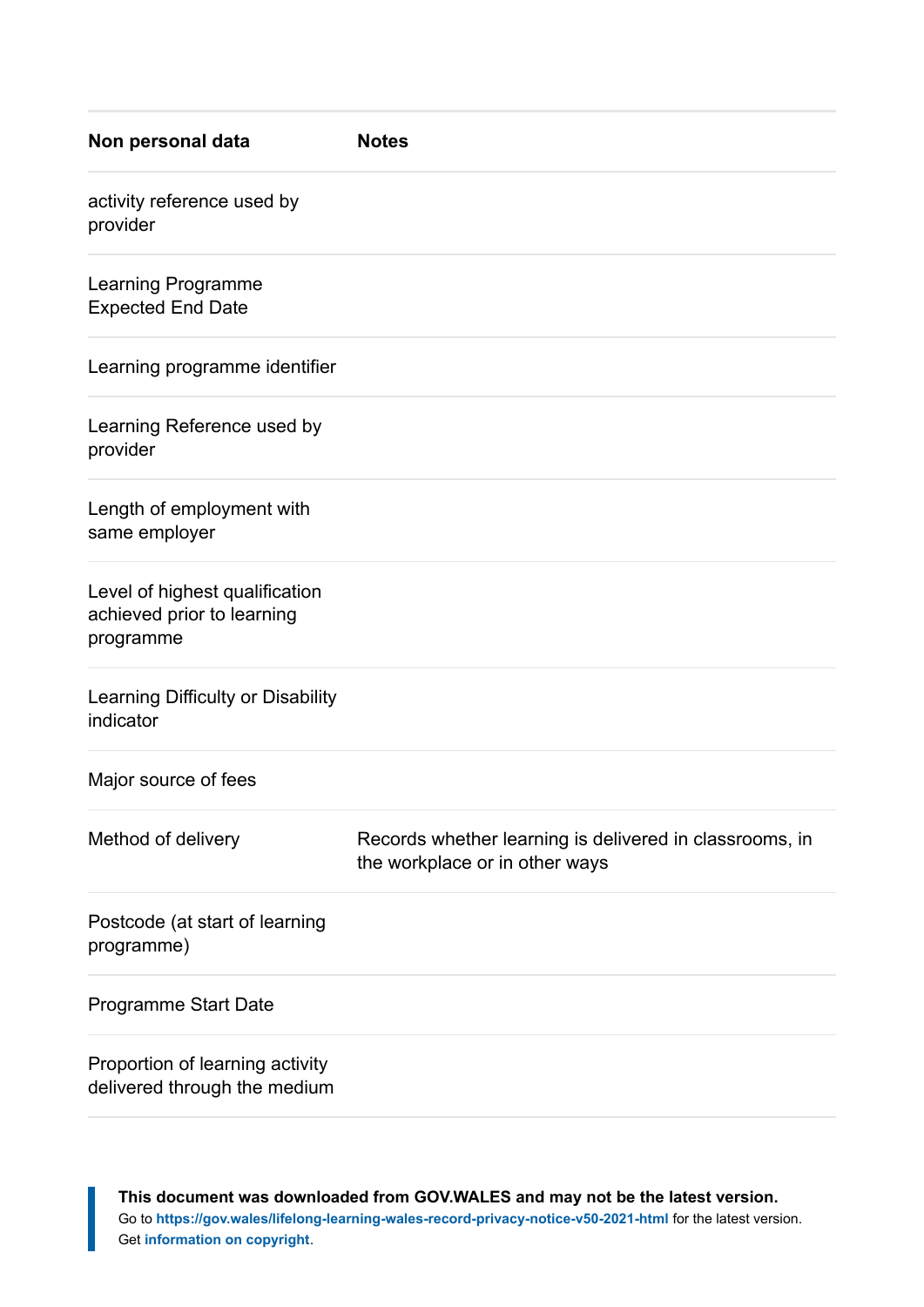| Non personal data | Notes |
|---|---|
| activity reference used by provider | |
| Learning Programme Expected End Date | |
| Learning programme identifier | |
| Learning Reference used by provider | |
| Length of employment with same employer | |
| Level of highest qualification achieved prior to learning programme | |
| Learning Difficulty or Disability indicator | |
| Major source of fees | |
| Method of delivery | Records whether learning is delivered in classrooms, in the workplace or in other ways |
| Postcode (at start of learning programme) | |
| Programme Start Date | |
| Proportion of learning activity delivered through the medium | |

**This document was downloaded from GOV.WALES and may not be the latest version.**
Go to **https://gov.wales/lifelong-learning-wales-record-privacy-notice-v50-2021-html** for the latest version.
Get **information on copyright**.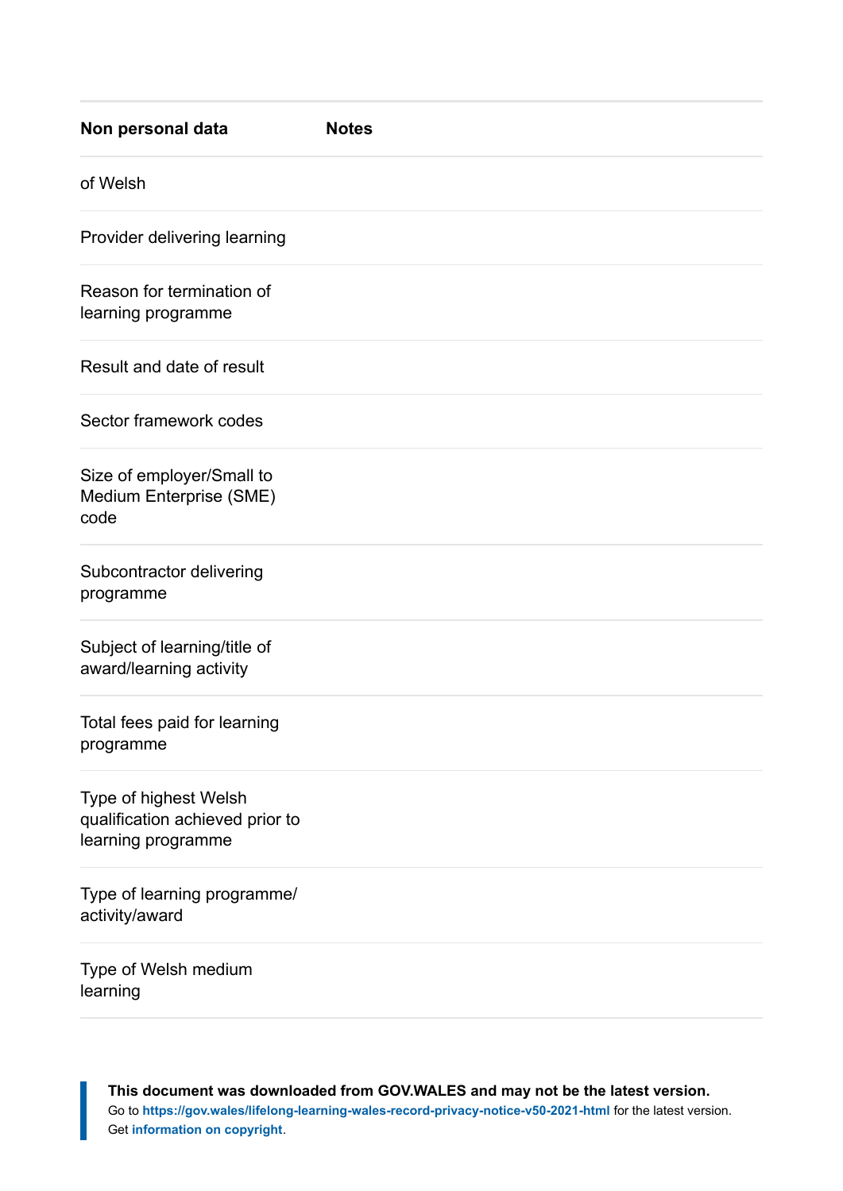| Non personal data | Notes |
|---|---|
| of Welsh | |
| Provider delivering learning | |
| Reason for termination of learning programme | |
| Result and date of result | |
| Sector framework codes | |
| Size of employer/Small to Medium Enterprise (SME) code | |
| Subcontractor delivering programme | |
| Subject of learning/title of award/learning activity | |
| Total fees paid for learning programme | |
| Type of highest Welsh qualification achieved prior to learning programme | |
| Type of learning programme/ activity/award | |
| Type of Welsh medium learning | |

**This document was downloaded from GOV.WALES and may not be the latest version.**
Go to **https://gov.wales/lifelong-learning-wales-record-privacy-notice-v50-2021-html** for the latest version.
Get **information on copyright**.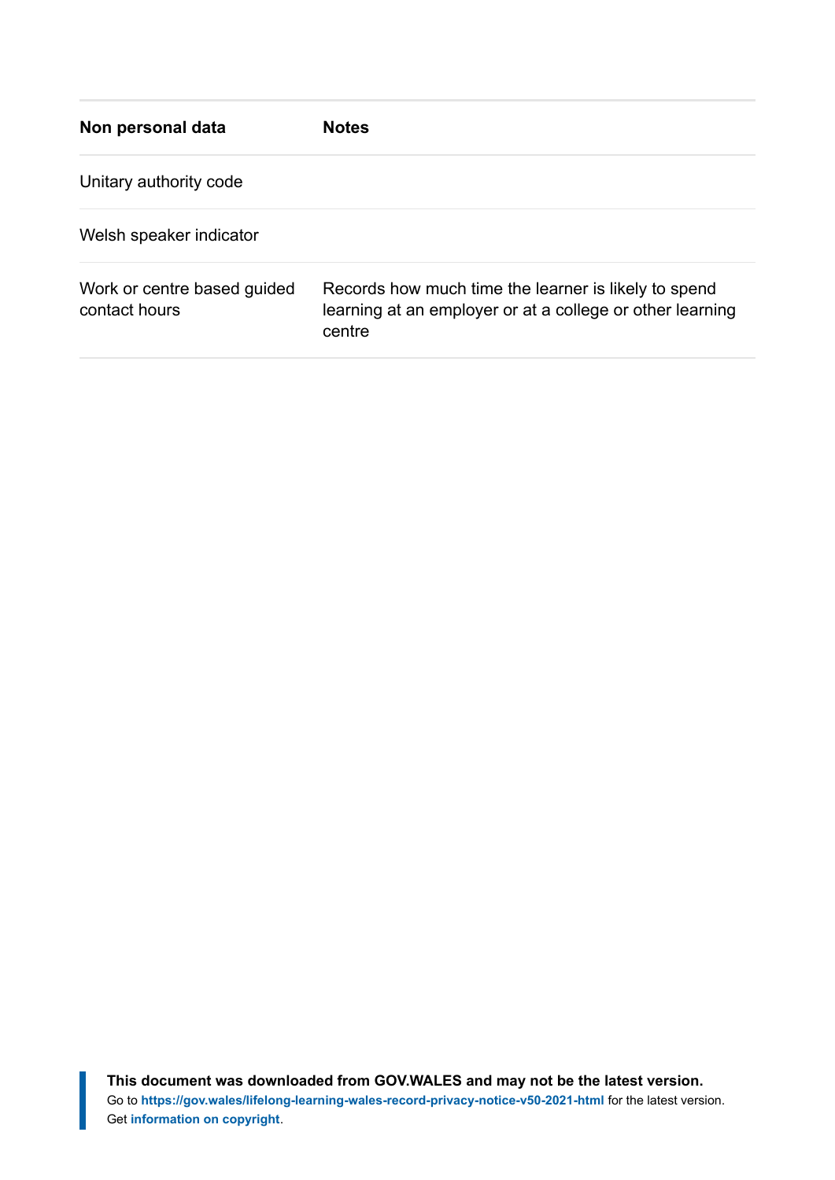| Non personal data | Notes |
| --- | --- |
| Unitary authority code | |
| Welsh speaker indicator | |
| Work or centre based guided contact hours | Records how much time the learner is likely to spend learning at an employer or at a college or other learning centre |

**This document was downloaded from GOV.WALES and may not be the latest version.**
Go to **https://gov.wales/lifelong-learning-wales-record-privacy-notice-v50-2021-html** for the latest version.
Get **information on copyright**.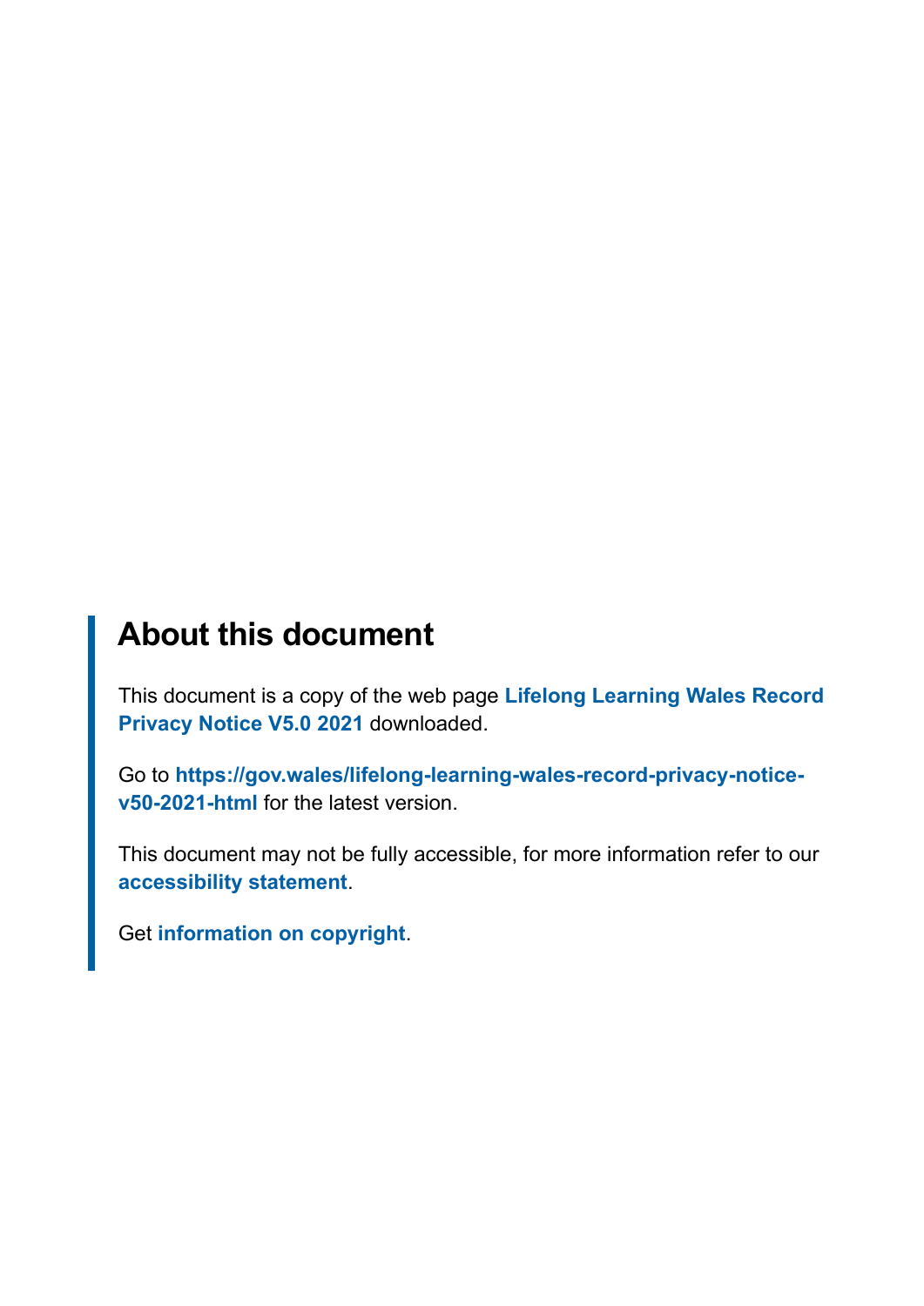## About this document

This document is a copy of the web page **Lifelong Learning Wales Record Privacy Notice V5.0 2021** downloaded.

Go to **https://gov.wales/lifelong-learning-wales-record-privacy-notice-v50-2021-html** for the latest version.

This document may not be fully accessible, for more information refer to our **accessibility statement**.

Get **information on copyright**.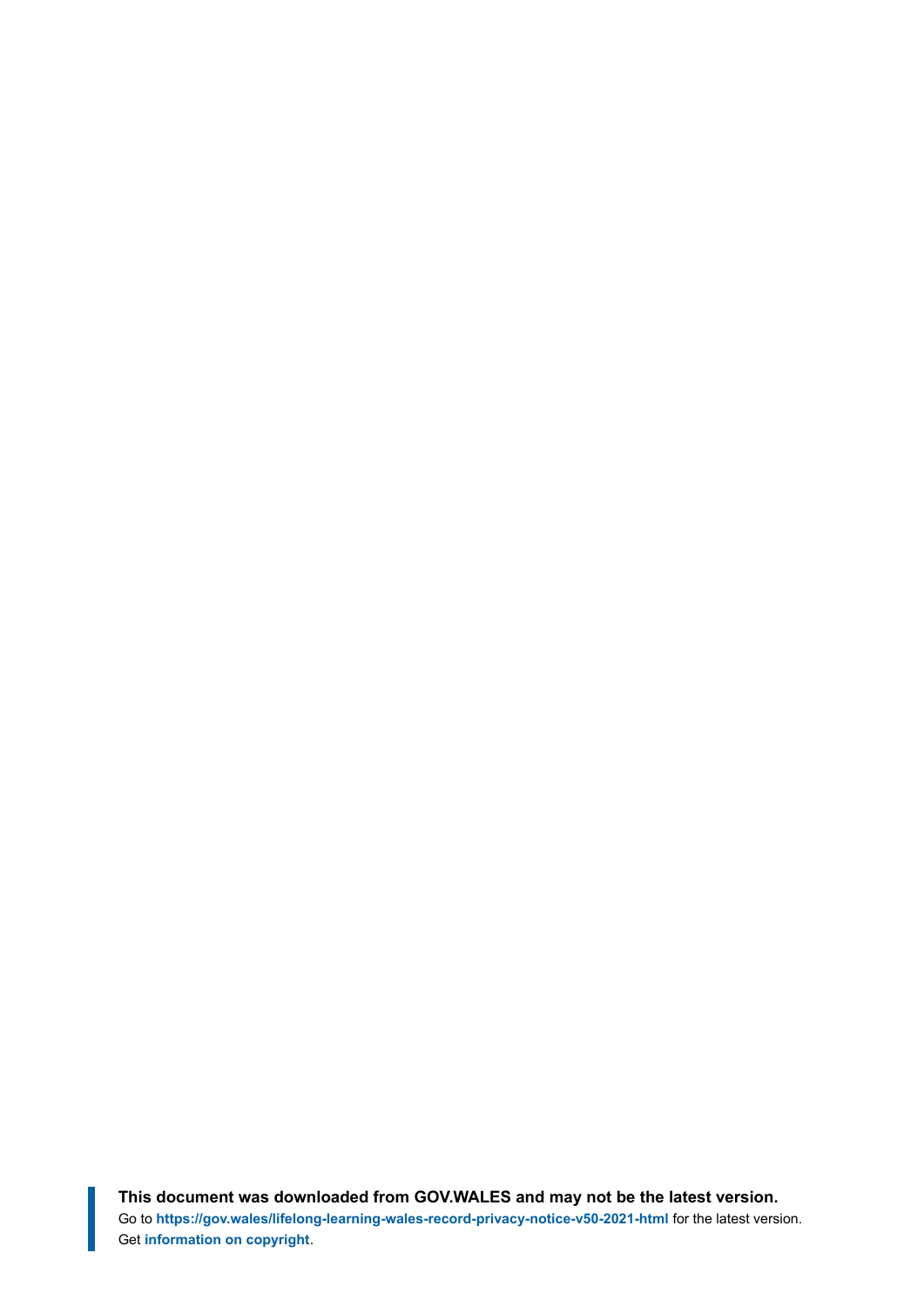**This document was downloaded from GOV.WALES and may not be the latest version.**
Go to **https://gov.wales/lifelong-learning-wales-record-privacy-notice-v50-2021-html** for the latest version.
Get **information on copyright**.